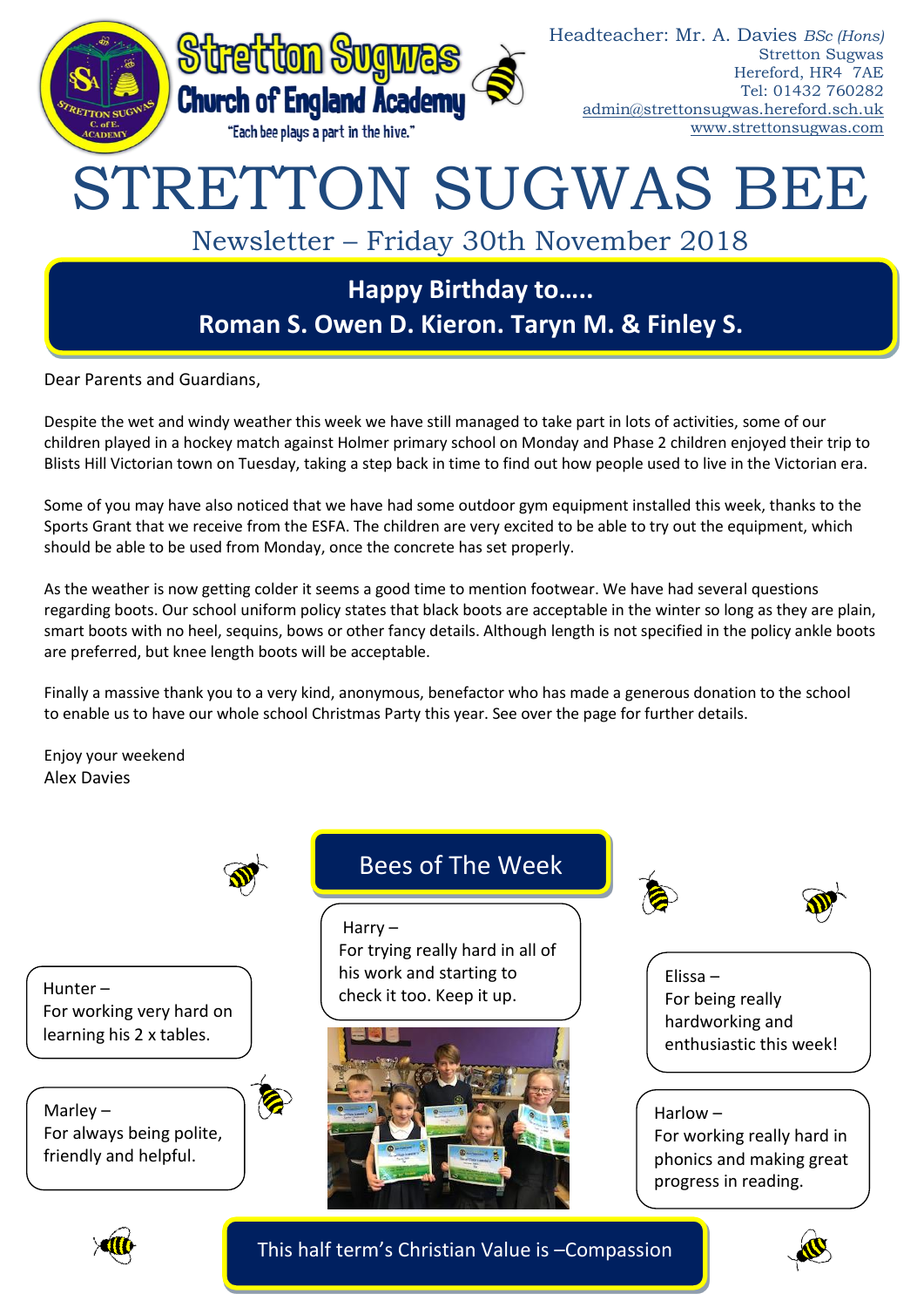**Stretton Sugwas Church of England Academy**

"Each bee plays a part in the hive."

Headteacher: Mr. A. Davies *BSc (Hons)*
Stretton Sugwas
Hereford, HR4 7AE
Tel: 01432 760282
admin@strettonsugwas.hereford.sch.uk
www.strettonsugwas.com

# STRETTON SUGWAS BEE

## Newsletter – Friday 30th November 2018

**Happy Birthday to…..**
**Roman S. Owen D. Kieron. Taryn M. & Finley S.**

Dear Parents and Guardians,

Despite the wet and windy weather this week we have still managed to take part in lots of activities, some of our children played in a hockey match against Holmer primary school on Monday and Phase 2 children enjoyed their trip to Blists Hill Victorian town on Tuesday, taking a step back in time to find out how people used to live in the Victorian era.

Some of you may have also noticed that we have had some outdoor gym equipment installed this week, thanks to the Sports Grant that we receive from the ESFA. The children are very excited to be able to try out the equipment, which should be able to be used from Monday, once the concrete has set properly.

As the weather is now getting colder it seems a good time to mention footwear. We have had several questions regarding boots. Our school uniform policy states that black boots are acceptable in the winter so long as they are plain, smart boots with no heel, sequins, bows or other fancy details. Although length is not specified in the policy ankle boots are preferred, but knee length boots will be acceptable.

Finally a massive thank you to a very kind, anonymous, benefactor who has made a generous donation to the school to enable us to have our whole school Christmas Party this year. See over the page for further details.

Enjoy your weekend
Alex Davies

## Bees of The Week

Harry – For trying really hard in all of his work and starting to check it too. Keep it up.

Hunter – For working very hard on learning his 2 x tables.

Marley – For always being polite, friendly and helpful.

Elissa – For being really hardworking and enthusiastic this week!

Harlow – For working really hard in phonics and making great progress in reading.

**This half term's Christian Value is –Compassion**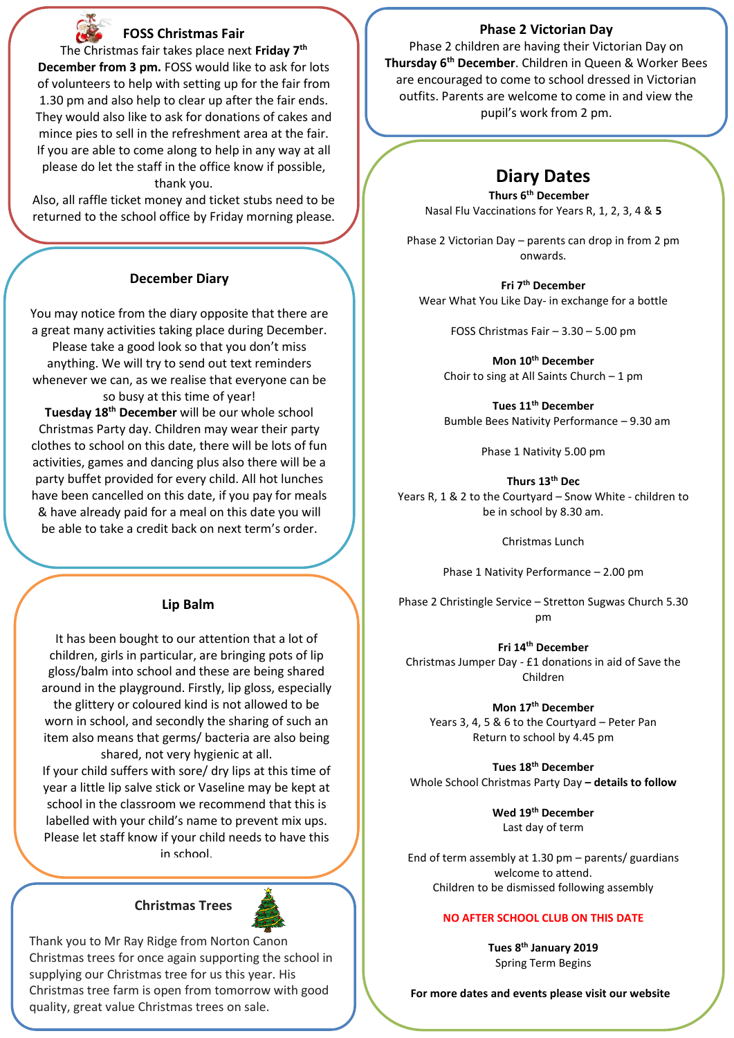## FOSS Christmas Fair

The Christmas fair takes place next **Friday 7th December from 3 pm.** FOSS would like to ask for lots of volunteers to help with setting up for the fair from 1.30 pm and also help to clear up after the fair ends. They would also like to ask for donations of cakes and mince pies to sell in the refreshment area at the fair. If you are able to come along to help in any way at all please do let the staff in the office know if possible, thank you.

Also, all raffle ticket money and ticket stubs need to be returned to the school office by Friday morning please.

## December Diary

You may notice from the diary opposite that there are a great many activities taking place during December. Please take a good look so that you don't miss anything. We will try to send out text reminders whenever we can, as we realise that everyone can be so busy at this time of year!

**Tuesday 18th December** will be our whole school Christmas Party day. Children may wear their party clothes to school on this date, there will be lots of fun activities, games and dancing plus also there will be a party buffet provided for every child. All hot lunches have been cancelled on this date, if you pay for meals & have already paid for a meal on this date you will be able to take a credit back on next term's order.

## Lip Balm

It has been bought to our attention that a lot of children, girls in particular, are bringing pots of lip gloss/balm into school and these are being shared around in the playground. Firstly, lip gloss, especially the glittery or coloured kind is not allowed to be worn in school, and secondly the sharing of such an item also means that germs/ bacteria are also being shared, not very hygienic at all.

If your child suffers with sore/ dry lips at this time of year a little lip salve stick or Vaseline may be kept at school in the classroom we recommend that this is labelled with your child's name to prevent mix ups. Please let staff know if your child needs to have this in school.

## Christmas Trees

Thank you to Mr Ray Ridge from Norton Canon Christmas trees for once again supporting the school in supplying our Christmas tree for us this year. His Christmas tree farm is open from tomorrow with good quality, great value Christmas trees on sale.

## Phase 2 Victorian Day

Phase 2 children are having their Victorian Day on **Thursday 6th December**. Children in Queen & Worker Bees are encouraged to come to school dressed in Victorian outfits. Parents are welcome to come in and view the pupil's work from 2 pm.

## Diary Dates

**Thurs 6th December**
Nasal Flu Vaccinations for Years R, 1, 2, 3, 4 & **5**

Phase 2 Victorian Day – parents can drop in from 2 pm onwards.

**Fri 7th December**
Wear What You Like Day- in exchange for a bottle

FOSS Christmas Fair – 3.30 – 5.00 pm

**Mon 10th December**
Choir to sing at All Saints Church – 1 pm

**Tues 11th December**
Bumble Bees Nativity Performance – 9.30 am

Phase 1 Nativity 5.00 pm

**Thurs 13th Dec**
Years R, 1 & 2 to the Courtyard – Snow White - children to be in school by 8.30 am.

Christmas Lunch

Phase 1 Nativity Performance – 2.00 pm

Phase 2 Christingle Service – Stretton Sugwas Church 5.30 pm

**Fri 14th December**
Christmas Jumper Day - £1 donations in aid of Save the Children

**Mon 17th December**
Years 3, 4, 5 & 6 to the Courtyard – Peter Pan
Return to school by 4.45 pm

**Tues 18th December**
Whole School Christmas Party Day **– details to follow**

**Wed 19th December**
Last day of term

End of term assembly at 1.30 pm – parents/ guardians welcome to attend.
Children to be dismissed following assembly

**NO AFTER SCHOOL CLUB ON THIS DATE**

**Tues 8th January 2019**
Spring Term Begins

**For more dates and events please visit our website**